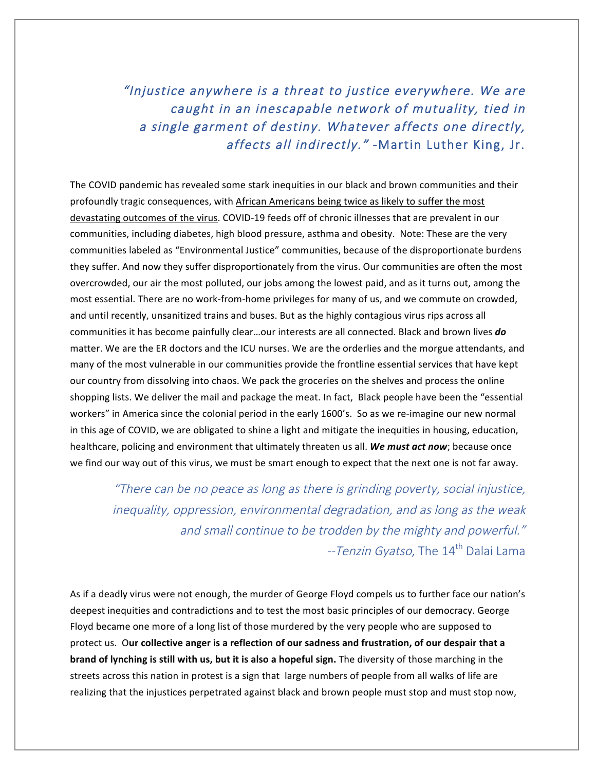*"Injustice anywhere is a threat to justice everywhere. We are caught in an inescapable network of mutuality, tied in a single garment of destiny. Whatever affects one directly, affects all indirectly."* -Martin Luther King, Jr.

The COVID pandemic has revealed some stark inequities in our black and brown communities and their profoundly tragic consequences, with African Americans being twice as likely to suffer the most devastating outcomes of the virus. COVID-19 feeds off of chronic illnesses that are prevalent in our communities, including diabetes, high blood pressure, asthma and obesity. Note: These are the very communities labeled as "Environmental Justice" communities, because of the disproportionate burdens they suffer. And now they suffer disproportionately from the virus. Our communities are often the most overcrowded, our air the most polluted, our jobs among the lowest paid, and as it turns out, among the most essential. There are no work-from-home privileges for many of us, and we commute on crowded, and until recently, unsanitized trains and buses. But as the highly contagious virus rips across all communities it has become painfully clear…our interests are all connected. Black and brown lives ***do*** matter. We are the ER doctors and the ICU nurses. We are the orderlies and the morgue attendants, and many of the most vulnerable in our communities provide the frontline essential services that have kept our country from dissolving into chaos. We pack the groceries on the shelves and process the online shopping lists. We deliver the mail and package the meat. In fact, Black people have been the "essential workers" in America since the colonial period in the early 1600's. So as we re-imagine our new normal in this age of COVID, we are obligated to shine a light and mitigate the inequities in housing, education, healthcare, policing and environment that ultimately threaten us all. ***We must act now***; because once we find our way out of this virus, we must be smart enough to expect that the next one is not far away.

*"There can be no peace as long as there is grinding poverty, social injustice, inequality, oppression, environmental degradation, and as long as the weak and small continue to be trodden by the mighty and powerful."*
--*Tenzin Gyatso,* The 14th Dalai Lama

As if a deadly virus were not enough, the murder of George Floyd compels us to further face our nation's deepest inequities and contradictions and to test the most basic principles of our democracy. George Floyd became one more of a long list of those murdered by the very people who are supposed to protect us. **Our collective anger is a reflection of our sadness and frustration, of our despair that a brand of lynching is still with us, but it is also a hopeful sign.** The diversity of those marching in the streets across this nation in protest is a sign that large numbers of people from all walks of life are realizing that the injustices perpetrated against black and brown people must stop and must stop now,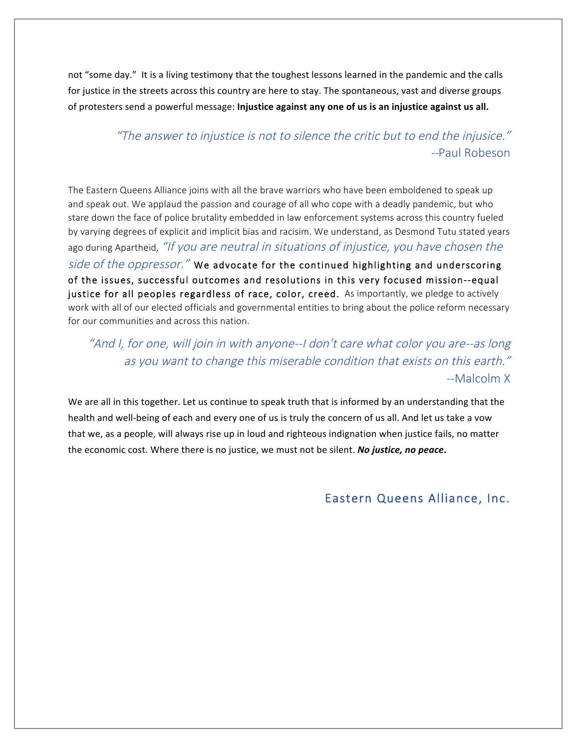not "some day." It is a living testimony that the toughest lessons learned in the pandemic and the calls for justice in the streets across this country are here to stay. The spontaneous, vast and diverse groups of protesters send a powerful message: **Injustice against any one of us is an injustice against us all.**

> *"The answer to injustice is not to silence the critic but to end the injusice."*
> --Paul Robeson

The Eastern Queens Alliance joins with all the brave warriors who have been emboldened to speak up and speak out. We applaud the passion and courage of all who cope with a deadly pandemic, but who stare down the face of police brutality embedded in law enforcement systems across this country fueled by varying degrees of explicit and implicit bias and racisim. We understand, as Desmond Tutu stated years ago during Apartheid, *"If you are neutral in situations of injustice, you have chosen the side of the oppressor."* We advocate for the continued highlighting and underscoring of the issues, successful outcomes and resolutions in this very focused mission--equal justice for all peoples regardless of race, color, creed. As importantly, we pledge to actively work with all of our elected officials and governmental entities to bring about the police reform necessary for our communities and across this nation.

> *"And I, for one, will join in with anyone--I don't care what color you are--as long as you want to change this miserable condition that exists on this earth."*
> --Malcolm X

We are all in this together. Let us continue to speak truth that is informed by an understanding that the health and well-being of each and every one of us is truly the concern of us all. And let us take a vow that we, as a people, will always rise up in loud and righteous indignation when justice fails, no matter the economic cost. Where there is no justice, we must not be silent. ***No justice, no peace*.**

Eastern Queens Alliance, Inc.